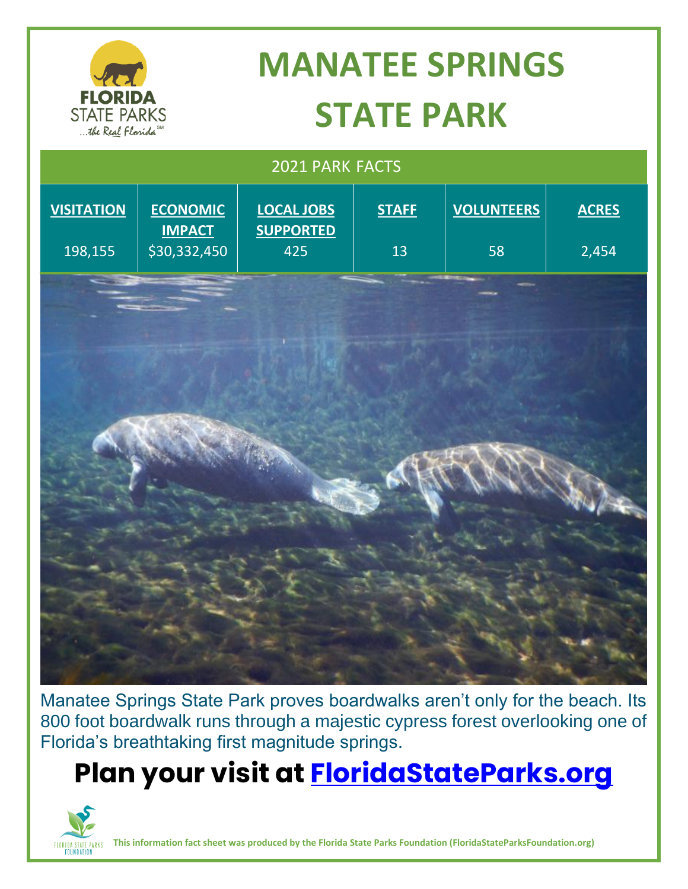# MANATEE SPRINGS STATE PARK

## 2021 PARK FACTS

| VISITATION | ECONOMIC IMPACT | LOCAL JOBS SUPPORTED | STAFF | VOLUNTEERS | ACRES |
|---|---|---|---|---|---|
| 198,155 | $30,332,450 | 425 | 13 | 58 | 2,454 |

Manatee Springs State Park proves boardwalks aren't only for the beach. Its 800 foot boardwalk runs through a majestic cypress forest overlooking one of Florida's breathtaking first magnitude springs.

## Plan your visit at [FloridaStateParks.org](https://FloridaStateParks.org)

**This information fact sheet was produced by the Florida State Parks Foundation (FloridaStateParksFoundation.org)**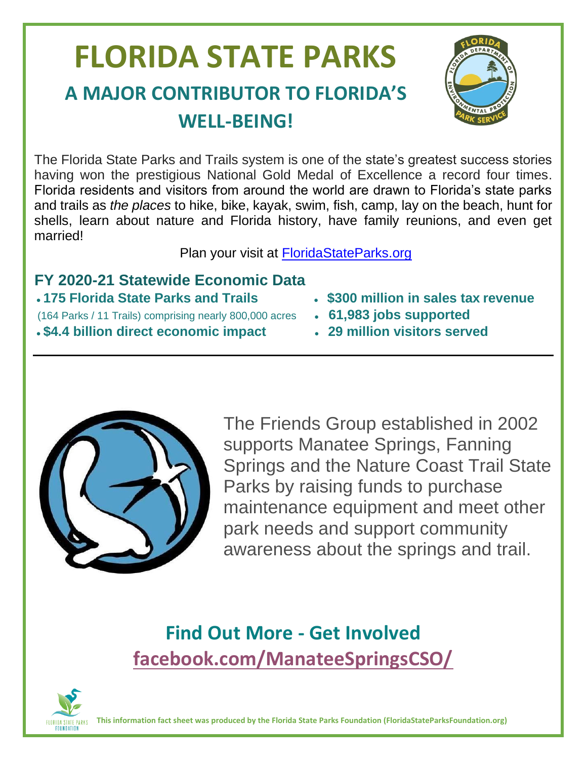# FLORIDA STATE PARKS

## A MAJOR CONTRIBUTOR TO FLORIDA'S WELL-BEING!

The Florida State Parks and Trails system is one of the state's greatest success stories having won the prestigious National Gold Medal of Excellence a record four times. Florida residents and visitors from around the world are drawn to Florida's state parks and trails as *the places* to hike, bike, kayak, swim, fish, camp, lay on the beach, hunt for shells, learn about nature and Florida history, have family reunions, and even get married!

Plan your visit at [FloridaStateParks.org](FloridaStateParks.org)

### FY 2020-21 Statewide Economic Data

- **175 Florida State Parks and Trails**
  (164 Parks / 11 Trails) comprising nearly 800,000 acres
- **$4.4 billion direct economic impact**
- **$300 million in sales tax revenue**
- **61,983 jobs supported**
- **29 million visitors served**

---

The Friends Group established in 2002 supports Manatee Springs, Fanning Springs and the Nature Coast Trail State Parks by raising funds to purchase maintenance equipment and meet other park needs and support community awareness about the springs and trail.

## Find Out More - Get Involved

## [facebook.com/ManateeSpringsCSO/](facebook.com/ManateeSpringsCSO/)

**This information fact sheet was produced by the Florida State Parks Foundation (FloridaStateParksFoundation.org)**